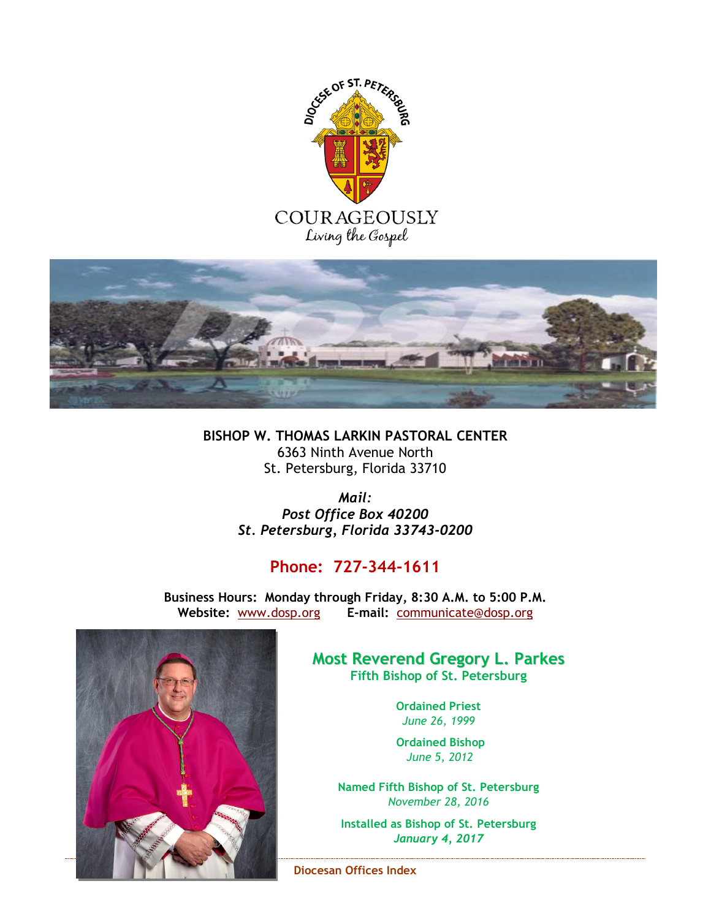COURAGEOUSLY
*Living the Gospel*

**BISHOP W. THOMAS LARKIN PASTORAL CENTER**
6363 Ninth Avenue North
St. Petersburg, Florida 33710

***Mail:***
***Post Office Box 40200***
***St. Petersburg, Florida 33743-0200***

## Phone: 727-344-1611

**Business Hours: Monday through Friday, 8:30 A.M. to 5:00 P.M.**
**Website:** www.dosp.org **E-mail:** communicate@dosp.org

## Most Reverend Gregory L. Parkes

**Fifth Bishop of St. Petersburg**

**Ordained Priest**
*June 26, 1999*

**Ordained Bishop**
*June 5, 2012*

**Named Fifth Bishop of St. Petersburg**
*November 28, 2016*

**Installed as Bishop of St. Petersburg**
***January 4, 2017***

**Diocesan Offices Index**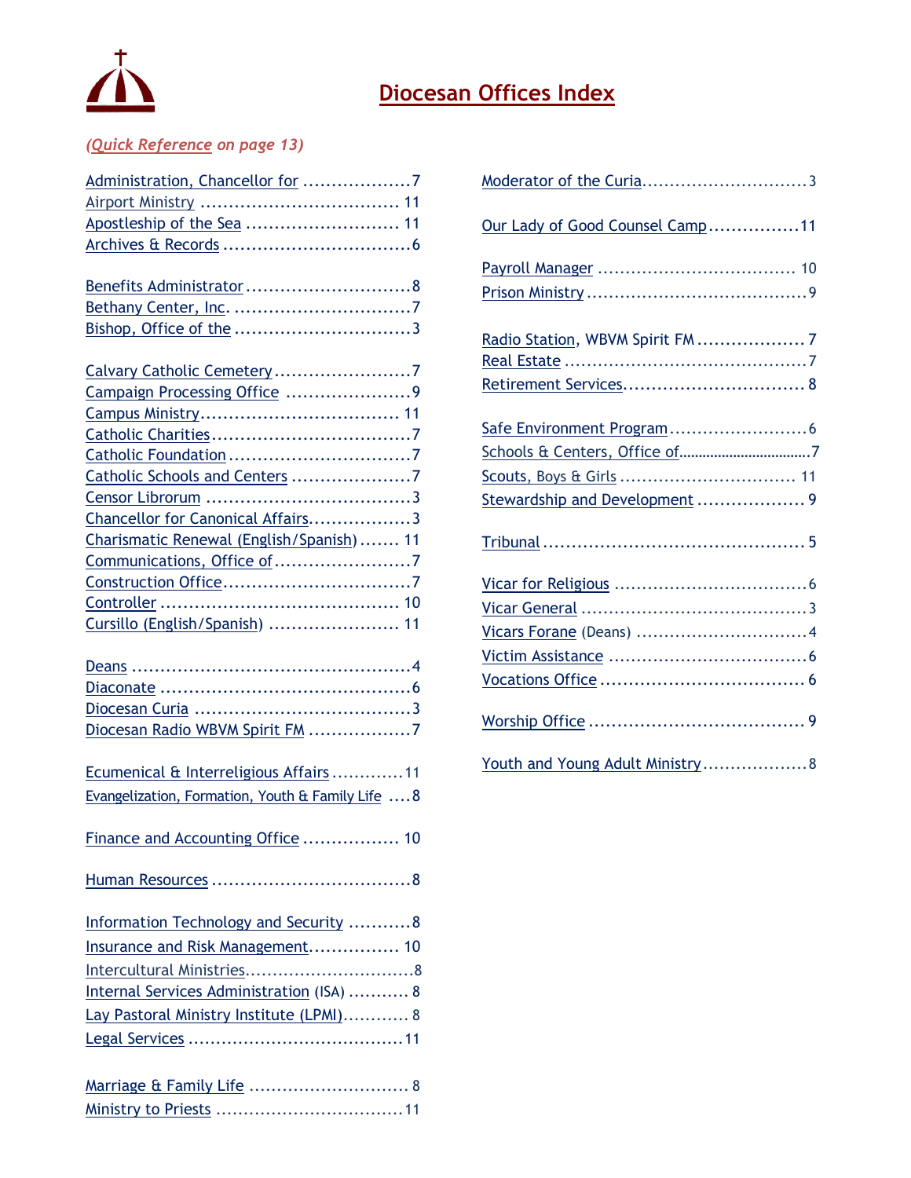# Diocesan Offices Index

*(Quick Reference on page 13)*

Administration, Chancellor for ....................7
Airport Ministry .................................. 11
Apostleship of the Sea ........................... 11
Archives & Records ................................6

Benefits Administrator ............................8
Bethany Center, Inc. ...............................7
Bishop, Office of the ...............................3

Calvary Catholic Cemetery ........................7
Campaign Processing Office ......................9
Campus Ministry .................................. 11
Catholic Charities ...................................7
Catholic Foundation ................................7
Catholic Schools and Centers .....................7
Censor Librorum ....................................3
Chancellor for Canonical Affairs..................3
Charismatic Renewal (English/Spanish) ....... 11
Communications, Office of ........................7
Construction Office.................................7
Controller .......................................... 10
Cursillo (English/Spanish) ....................... 11

Deans .................................................4
Diaconate ............................................6
Diocesan Curia ......................................3
Diocesan Radio WBVM Spirit FM ..................7

Ecumenical & Interreligious Affairs .............11
Evangelization, Formation, Youth & Family Life ....8

Finance and Accounting Office ................. 10

Human Resources ...................................8

Information Technology and Security ...........8
Insurance and Risk Management................ 10
Intercultural Ministries...............................8
Internal Services Administration (ISA) ........... 8
Lay Pastoral Ministry Institute (LPMI)............ 8
Legal Services ......................................11

Marriage & Family Life ............................. 8
Ministry to Priests ..................................11

Moderator of the Curia.............................3

Our Lady of Good Counsel Camp................11

Payroll Manager ................................... 10
Prison Ministry .......................................9

Radio Station, WBVM Spirit FM ...................7
Real Estate ...........................................7
Retirement Services................................ 8

Safe Environment Program .........................6
Schools & Centers, Office of.........................7
Scouts, Boys & Girls ............................... 11
Stewardship and Development ................... 9

Tribunal .............................................. 5

Vicar for Religious ..................................6
Vicar General ........................................3
Vicars Forane (Deans) ..............................4
Victim Assistance ...................................6
Vocations Office .................................... 6

Worship Office ...................................... 9

Youth and Young Adult Ministry...................8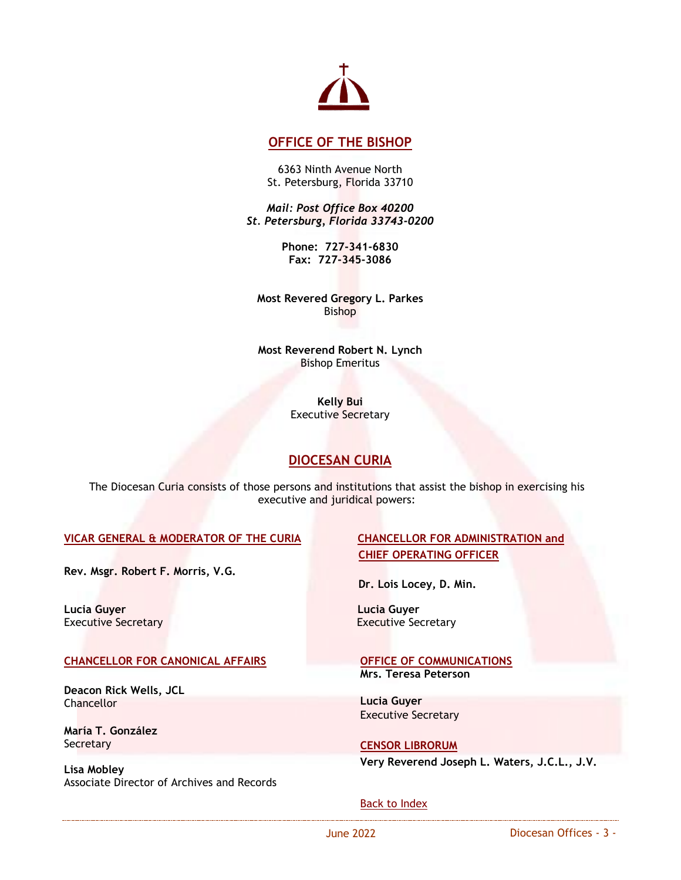## OFFICE OF THE BISHOP

6363 Ninth Avenue North
St. Petersburg, Florida 33710

*Mail: Post Office Box 40200*
*St. Petersburg, Florida 33743-0200*

**Phone: 727-341-6830**
**Fax: 727-345-3086**

**Most Revered Gregory L. Parkes**
Bishop

**Most Reverend Robert N. Lynch**
Bishop Emeritus

**Kelly Bui**
Executive Secretary

## DIOCESAN CURIA

The Diocesan Curia consists of those persons and institutions that assist the bishop in exercising his executive and juridical powers:

### VICAR GENERAL & MODERATOR OF THE CURIA

**Rev. Msgr. Robert F. Morris, V.G.**

**Lucia Guyer**
Executive Secretary

### CHANCELLOR FOR CANONICAL AFFAIRS

**Deacon Rick Wells, JCL**
Chancellor

**María T. González**
Secretary

**Lisa Mobley**
Associate Director of Archives and Records

### CHANCELLOR FOR ADMINISTRATION and CHIEF OPERATING OFFICER

**Dr. Lois Locey, D. Min.**

**Lucia Guyer**
Executive Secretary

### OFFICE OF COMMUNICATIONS

**Mrs. Teresa Peterson**

**Lucia Guyer**
Executive Secretary

### CENSOR LIBRORUM

**Very Reverend Joseph L. Waters, J.C.L., J.V.**

Back to Index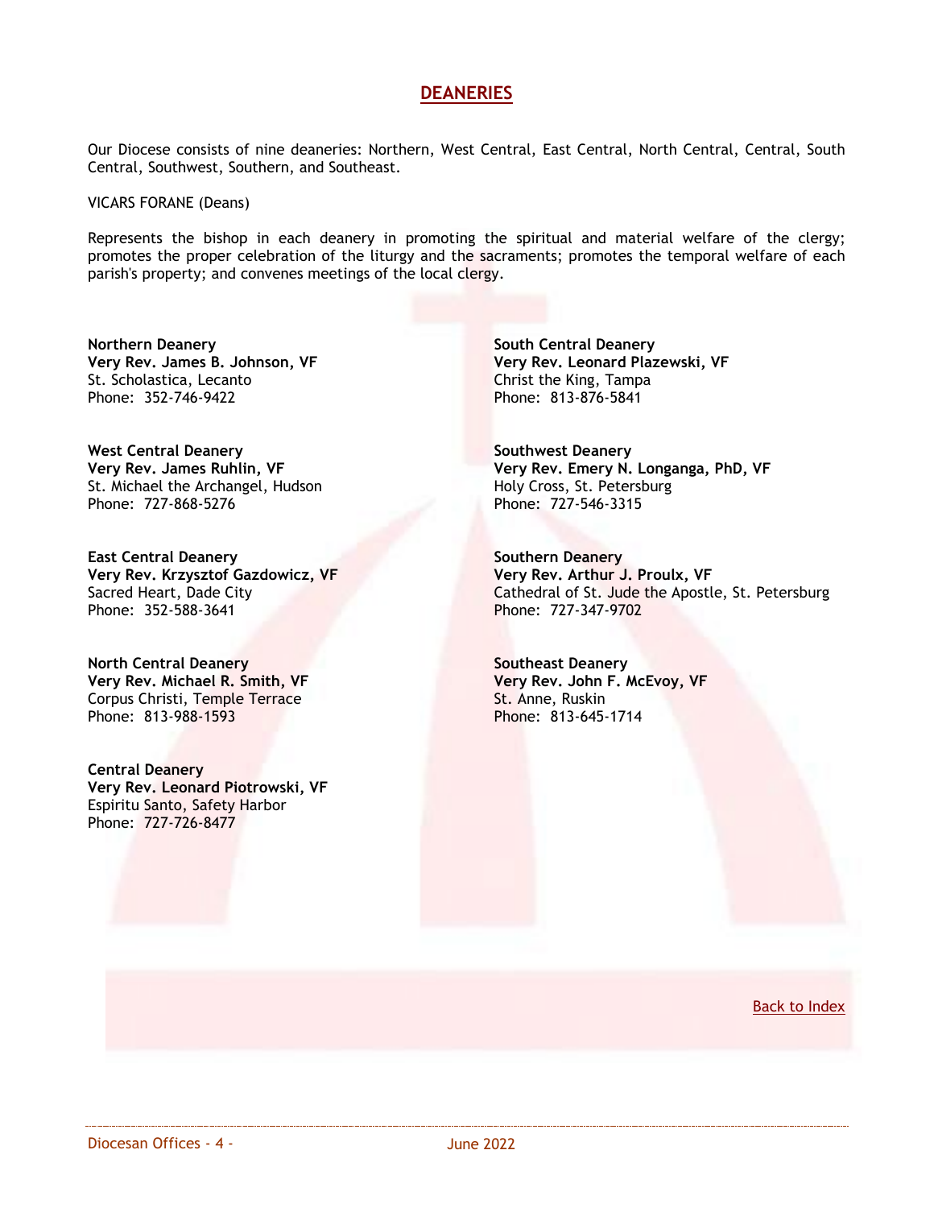# DEANERIES

Our Diocese consists of nine deaneries: Northern, West Central, East Central, North Central, Central, South Central, Southwest, Southern, and Southeast.

VICARS FORANE (Deans)

Represents the bishop in each deanery in promoting the spiritual and material welfare of the clergy; promotes the proper celebration of the liturgy and the sacraments; promotes the temporal welfare of each parish's property; and convenes meetings of the local clergy.

**Northern Deanery**
**Very Rev. James B. Johnson, VF**
St. Scholastica, Lecanto
Phone: 352-746-9422

**West Central Deanery**
**Very Rev. James Ruhlin, VF**
St. Michael the Archangel, Hudson
Phone: 727-868-5276

**East Central Deanery**
**Very Rev. Krzysztof Gazdowicz, VF**
Sacred Heart, Dade City
Phone: 352-588-3641

**North Central Deanery**
**Very Rev. Michael R. Smith, VF**
Corpus Christi, Temple Terrace
Phone: 813-988-1593

**Central Deanery**
**Very Rev. Leonard Piotrowski, VF**
Espiritu Santo, Safety Harbor
Phone: 727-726-8477

**South Central Deanery**
**Very Rev. Leonard Plazewski, VF**
Christ the King, Tampa
Phone: 813-876-5841

**Southwest Deanery**
**Very Rev. Emery N. Longanga, PhD, VF**
Holy Cross, St. Petersburg
Phone: 727-546-3315

**Southern Deanery**
**Very Rev. Arthur J. Proulx, VF**
Cathedral of St. Jude the Apostle, St. Petersburg
Phone: 727-347-9702

**Southeast Deanery**
**Very Rev. John F. McEvoy, VF**
St. Anne, Ruskin
Phone: 813-645-1714

Back to Index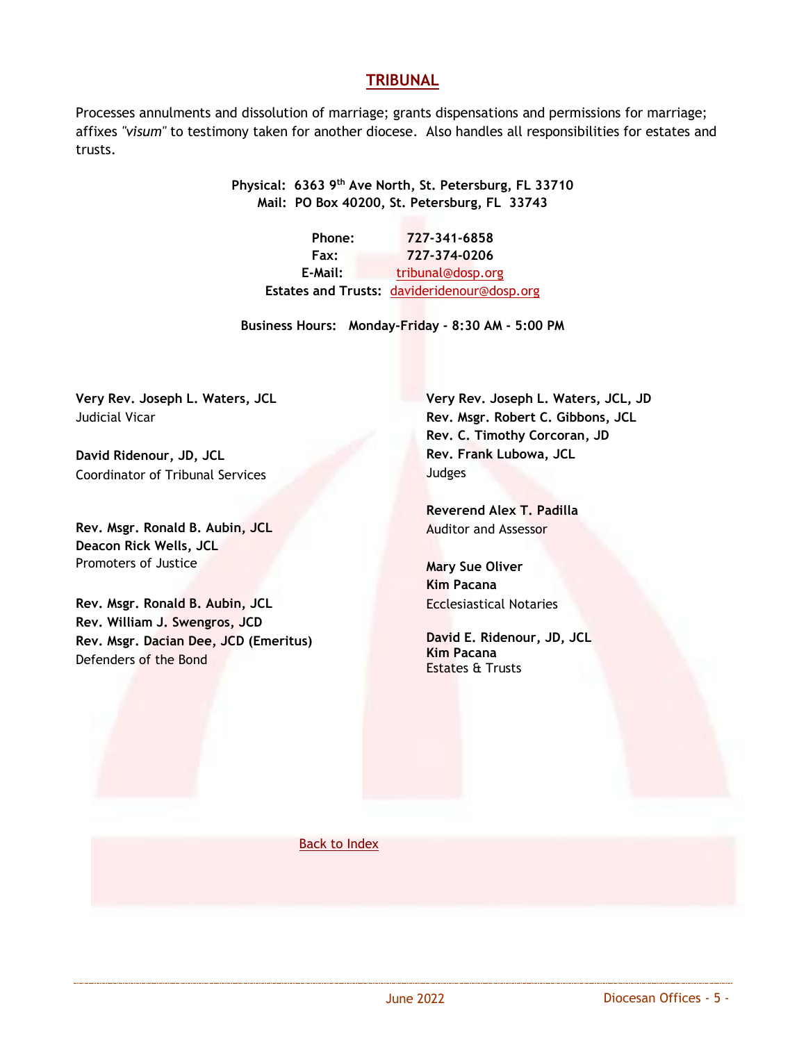## TRIBUNAL

Processes annulments and dissolution of marriage; grants dispensations and permissions for marriage; affixes *"visum"* to testimony taken for another diocese. Also handles all responsibilities for estates and trusts.

**Physical: 6363 9th Ave North, St. Petersburg, FL 33710**
**Mail: PO Box 40200, St. Petersburg, FL 33743**

**Phone:** 727-341-6858
**Fax:** 727-374-0206
**E-Mail:** tribunal@dosp.org
**Estates and Trusts:** davideridenour@dosp.org

**Business Hours: Monday-Friday - 8:30 AM - 5:00 PM**

**Very Rev. Joseph L. Waters, JCL**
Judicial Vicar

**David Ridenour, JD, JCL**
Coordinator of Tribunal Services

**Rev. Msgr. Ronald B. Aubin, JCL**
**Deacon Rick Wells, JCL**
Promoters of Justice

**Rev. Msgr. Ronald B. Aubin, JCL**
**Rev. William J. Swengros, JCD**
**Rev. Msgr. Dacian Dee, JCD (Emeritus)**
Defenders of the Bond

**Very Rev. Joseph L. Waters, JCL, JD**
**Rev. Msgr. Robert C. Gibbons, JCL**
**Rev. C. Timothy Corcoran, JD**
**Rev. Frank Lubowa, JCL**
Judges

**Reverend Alex T. Padilla**
Auditor and Assessor

**Mary Sue Oliver**
**Kim Pacana**
Ecclesiastical Notaries

**David E. Ridenour, JD, JCL**
**Kim Pacana**
Estates & Trusts

Back to Index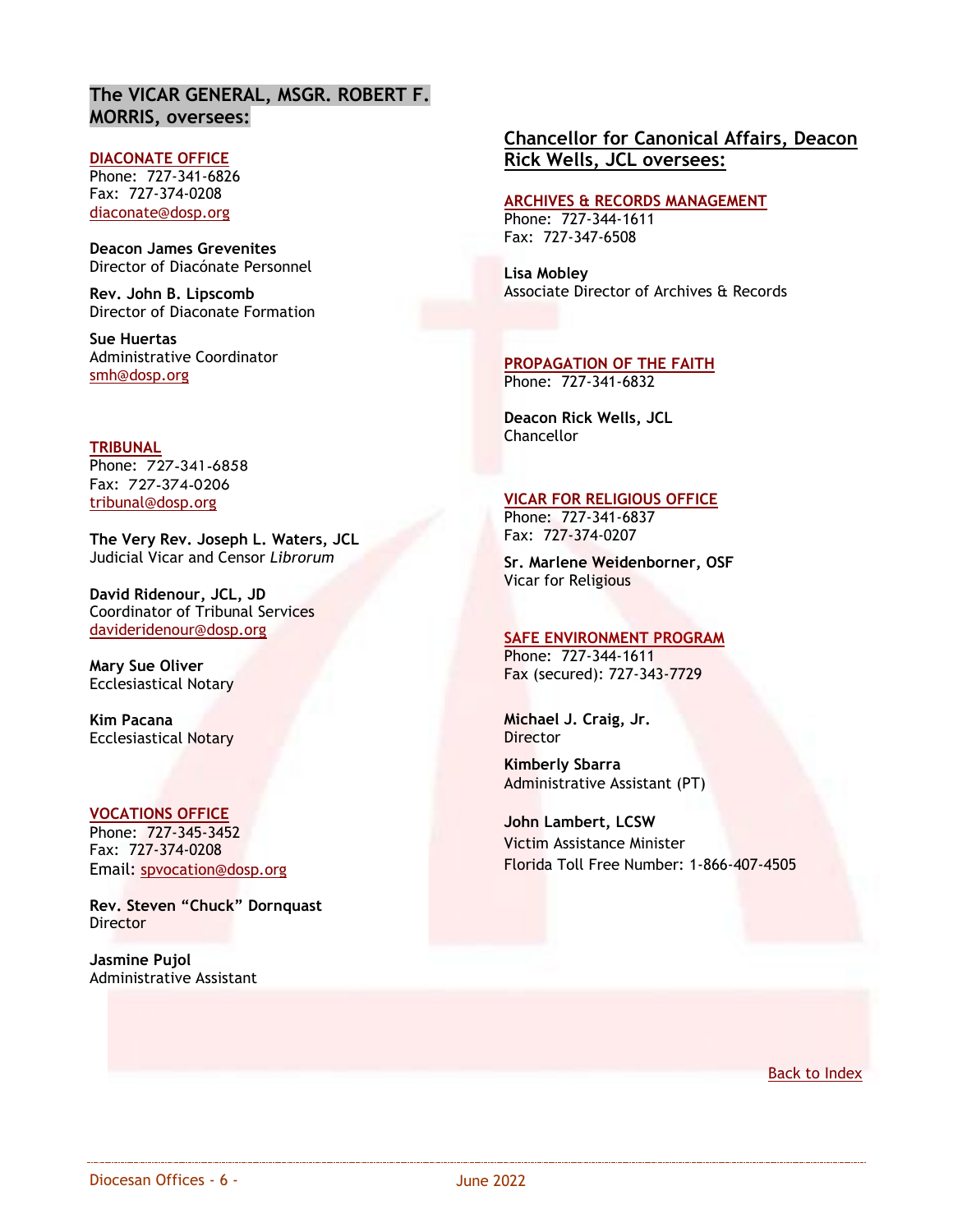## The VICAR GENERAL, MSGR. ROBERT F. MORRIS, oversees:

### DIACONATE OFFICE
Phone: 727-341-6826
Fax: 727-374-0208
diaconate@dosp.org

**Deacon James Grevenites**
Director of Diacónate Personnel

**Rev. John B. Lipscomb**
Director of Diaconate Formation

**Sue Huertas**
Administrative Coordinator
smh@dosp.org

### TRIBUNAL
Phone: 727-341-6858
Fax: 727-374-0206
tribunal@dosp.org

**The Very Rev. Joseph L. Waters, JCL**
Judicial Vicar and Censor *Librorum*

**David Ridenour, JCL, JD**
Coordinator of Tribunal Services
davideridenour@dosp.org

**Mary Sue Oliver**
Ecclesiastical Notary

**Kim Pacana**
Ecclesiastical Notary

### VOCATIONS OFFICE
Phone: 727-345-3452
Fax: 727-374-0208
Email: spvocation@dosp.org

**Rev. Steven "Chuck" Dornquast**
Director

**Jasmine Pujol**
Administrative Assistant

## Chancellor for Canonical Affairs, Deacon Rick Wells, JCL oversees:

### ARCHIVES & RECORDS MANAGEMENT
Phone: 727-344-1611
Fax: 727-347-6508

**Lisa Mobley**
Associate Director of Archives & Records

### PROPAGATION OF THE FAITH
Phone: 727-341-6832

**Deacon Rick Wells, JCL**
Chancellor

### VICAR FOR RELIGIOUS OFFICE
Phone: 727-341-6837
Fax: 727-374-0207

**Sr. Marlene Weidenborner, OSF**
Vicar for Religious

### SAFE ENVIRONMENT PROGRAM
Phone: 727-344-1611
Fax (secured): 727-343-7729

**Michael J. Craig, Jr.**
Director

**Kimberly Sbarra**
Administrative Assistant (PT)

**John Lambert, LCSW**
Victim Assistance Minister
Florida Toll Free Number: 1-866-407-4505

Back to Index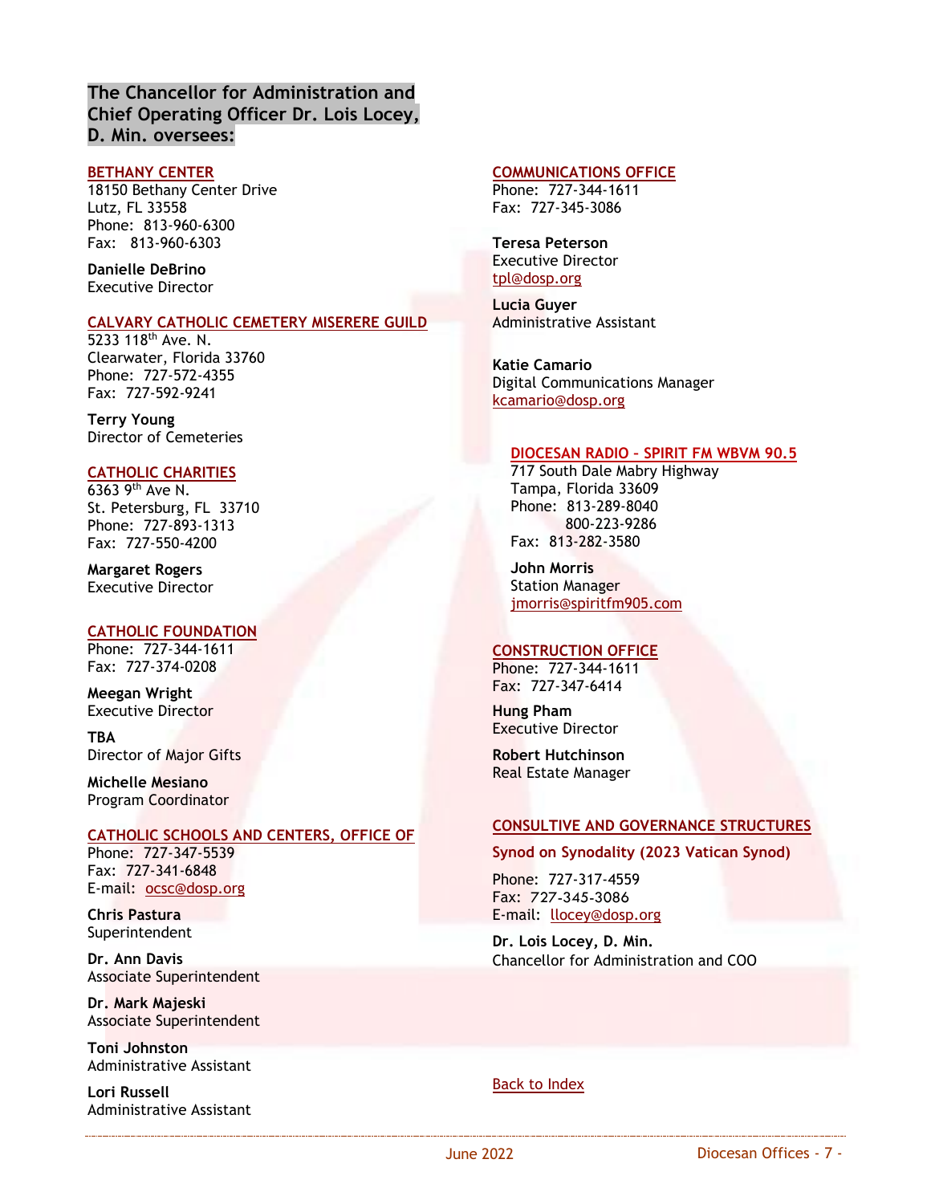## The Chancellor for Administration and Chief Operating Officer Dr. Lois Locey, D. Min. oversees:

### BETHANY CENTER

18150 Bethany Center Drive
Lutz, FL 33558
Phone: 813-960-6300
Fax: 813-960-6303

**Danielle DeBrino**
Executive Director

### CALVARY CATHOLIC CEMETERY MISERERE GUILD

5233 118th Ave. N.
Clearwater, Florida 33760
Phone: 727-572-4355
Fax: 727-592-9241

**Terry Young**
Director of Cemeteries

### CATHOLIC CHARITIES

6363 9th Ave N.
St. Petersburg, FL 33710
Phone: 727-893-1313
Fax: 727-550-4200

**Margaret Rogers**
Executive Director

### CATHOLIC FOUNDATION

Phone: 727-344-1611
Fax: 727-374-0208

**Meegan Wright**
Executive Director

**TBA**
Director of Major Gifts

**Michelle Mesiano**
Program Coordinator

### CATHOLIC SCHOOLS AND CENTERS, OFFICE OF

Phone: 727-347-5539
Fax: 727-341-6848
E-mail: ocsc@dosp.org

**Chris Pastura**
Superintendent

**Dr. Ann Davis**
Associate Superintendent

**Dr. Mark Majeski**
Associate Superintendent

**Toni Johnston**
Administrative Assistant

**Lori Russell**
Administrative Assistant

### COMMUNICATIONS OFFICE

Phone: 727-344-1611
Fax: 727-345-3086

**Teresa Peterson**
Executive Director
tpl@dosp.org

**Lucia Guyer**
Administrative Assistant

**Katie Camario**
Digital Communications Manager
kcamario@dosp.org

#### DIOCESAN RADIO – SPIRIT FM WBVM 90.5

717 South Dale Mabry Highway
Tampa, Florida 33609
Phone: 813-289-8040
800-223-9286
Fax: 813-282-3580

**John Morris**
Station Manager
jmorris@spiritfm905.com

### CONSTRUCTION OFFICE

Phone: 727-344-1611
Fax: 727-347-6414

**Hung Pham**
Executive Director

**Robert Hutchinson**
Real Estate Manager

### CONSULTIVE AND GOVERNANCE STRUCTURES

**Synod on Synodality (2023 Vatican Synod)**

Phone: 727-317-4559
Fax: 727-345-3086
E-mail: llocey@dosp.org

**Dr. Lois Locey, D. Min.**
Chancellor for Administration and COO

Back to Index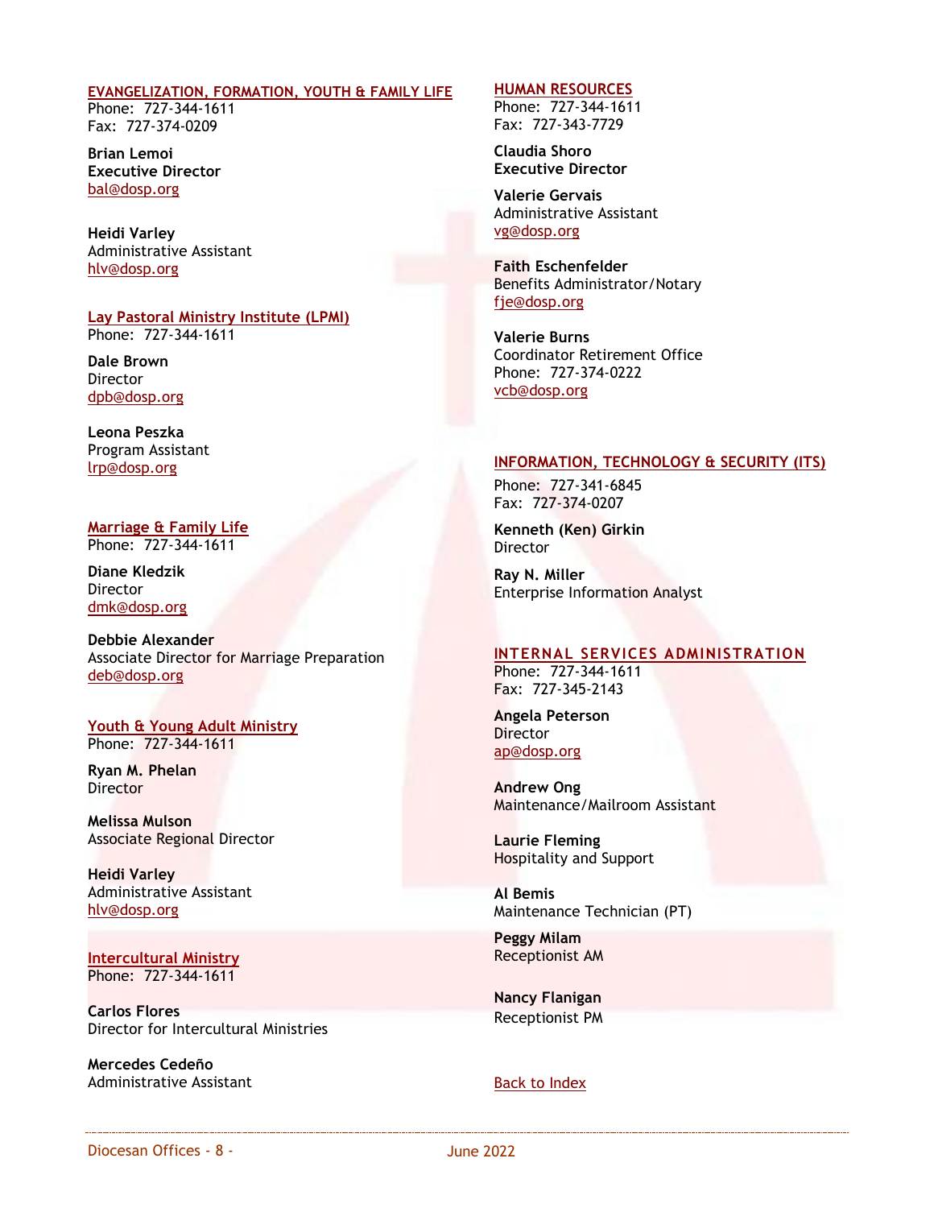## EVANGELIZATION, FORMATION, YOUTH & FAMILY LIFE

Phone: 727-344-1611
Fax: 727-374-0209

**Brian Lemoi**
**Executive Director**
bal@dosp.org

**Heidi Varley**
Administrative Assistant
hlv@dosp.org

### Lay Pastoral Ministry Institute (LPMI)

Phone: 727-344-1611

**Dale Brown**
Director
dpb@dosp.org

**Leona Peszka**
Program Assistant
lrp@dosp.org

### Marriage & Family Life

Phone: 727-344-1611

**Diane Kledzik**
Director
dmk@dosp.org

**Debbie Alexander**
Associate Director for Marriage Preparation
deb@dosp.org

### Youth & Young Adult Ministry

Phone: 727-344-1611

**Ryan M. Phelan**
Director

**Melissa Mulson**
Associate Regional Director

**Heidi Varley**
Administrative Assistant
hlv@dosp.org

### Intercultural Ministry

Phone: 727-344-1611

**Carlos Flores**
Director for Intercultural Ministries

**Mercedes Cedeño**
Administrative Assistant

## HUMAN RESOURCES

Phone: 727-344-1611
Fax: 727-343-7729

**Claudia Shoro**
**Executive Director**

**Valerie Gervais**
Administrative Assistant
vg@dosp.org

**Faith Eschenfelder**
Benefits Administrator/Notary
fje@dosp.org

**Valerie Burns**
Coordinator Retirement Office
Phone: 727-374-0222
vcb@dosp.org

## INFORMATION, TECHNOLOGY & SECURITY (ITS)

Phone: 727-341-6845
Fax: 727-374-0207

**Kenneth (Ken) Girkin**
Director

**Ray N. Miller**
Enterprise Information Analyst

## INTERNAL SERVICES ADMINISTRATION

Phone: 727-344-1611
Fax: 727-345-2143

**Angela Peterson**
Director
ap@dosp.org

**Andrew Ong**
Maintenance/Mailroom Assistant

**Laurie Fleming**
Hospitality and Support

**Al Bemis**
Maintenance Technician (PT)

**Peggy Milam**
Receptionist AM

**Nancy Flanigan**
Receptionist PM

Back to Index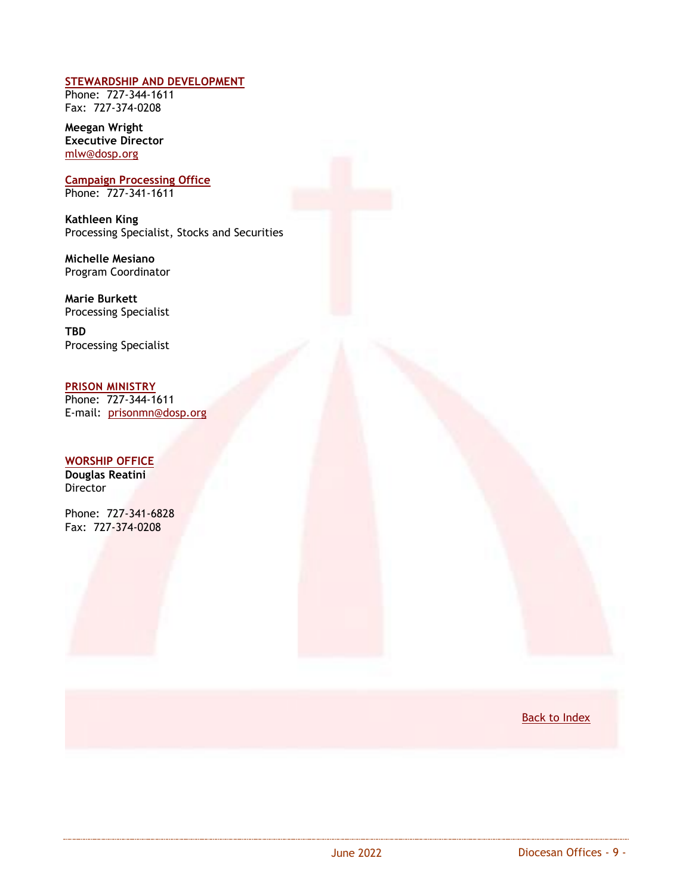## STEWARDSHIP AND DEVELOPMENT

Phone: 727-344-1611
Fax: 727-374-0208

**Meegan Wright**
**Executive Director**
mlw@dosp.org

### Campaign Processing Office

Phone: 727-341-1611

**Kathleen King**
Processing Specialist, Stocks and Securities

**Michelle Mesiano**
Program Coordinator

**Marie Burkett**
Processing Specialist

**TBD**
Processing Specialist

## PRISON MINISTRY

Phone: 727-344-1611
E-mail: prisonmn@dosp.org

## WORSHIP OFFICE

**Douglas Reatini**
Director

Phone: 727-341-6828
Fax: 727-374-0208

Back to Index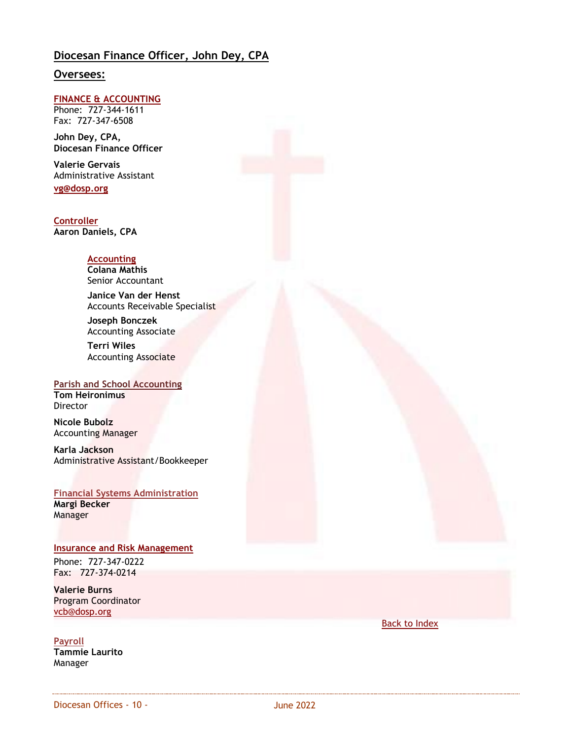## Diocesan Finance Officer, John Dey, CPA

## Oversees:

### FINANCE & ACCOUNTING

Phone: 727-344-1611
Fax: 727-347-6508

**John Dey, CPA,**
**Diocesan Finance Officer**

**Valerie Gervais**
Administrative Assistant
vg@dosp.org

### Controller

**Aaron Daniels, CPA**

#### Accounting

**Colana Mathis**
Senior Accountant

**Janice Van der Henst**
Accounts Receivable Specialist

**Joseph Bonczek**
Accounting Associate

**Terri Wiles**
Accounting Associate

### Parish and School Accounting

**Tom Heironimus**
Director

**Nicole Bubolz**
Accounting Manager

**Karla Jackson**
Administrative Assistant/Bookkeeper

### Financial Systems Administration

**Margi Becker**
Manager

### Insurance and Risk Management

Phone: 727-347-0222
Fax: 727-374-0214

**Valerie Burns**
Program Coordinator
vcb@dosp.org

Back to Index

### Payroll

**Tammie Laurito**
Manager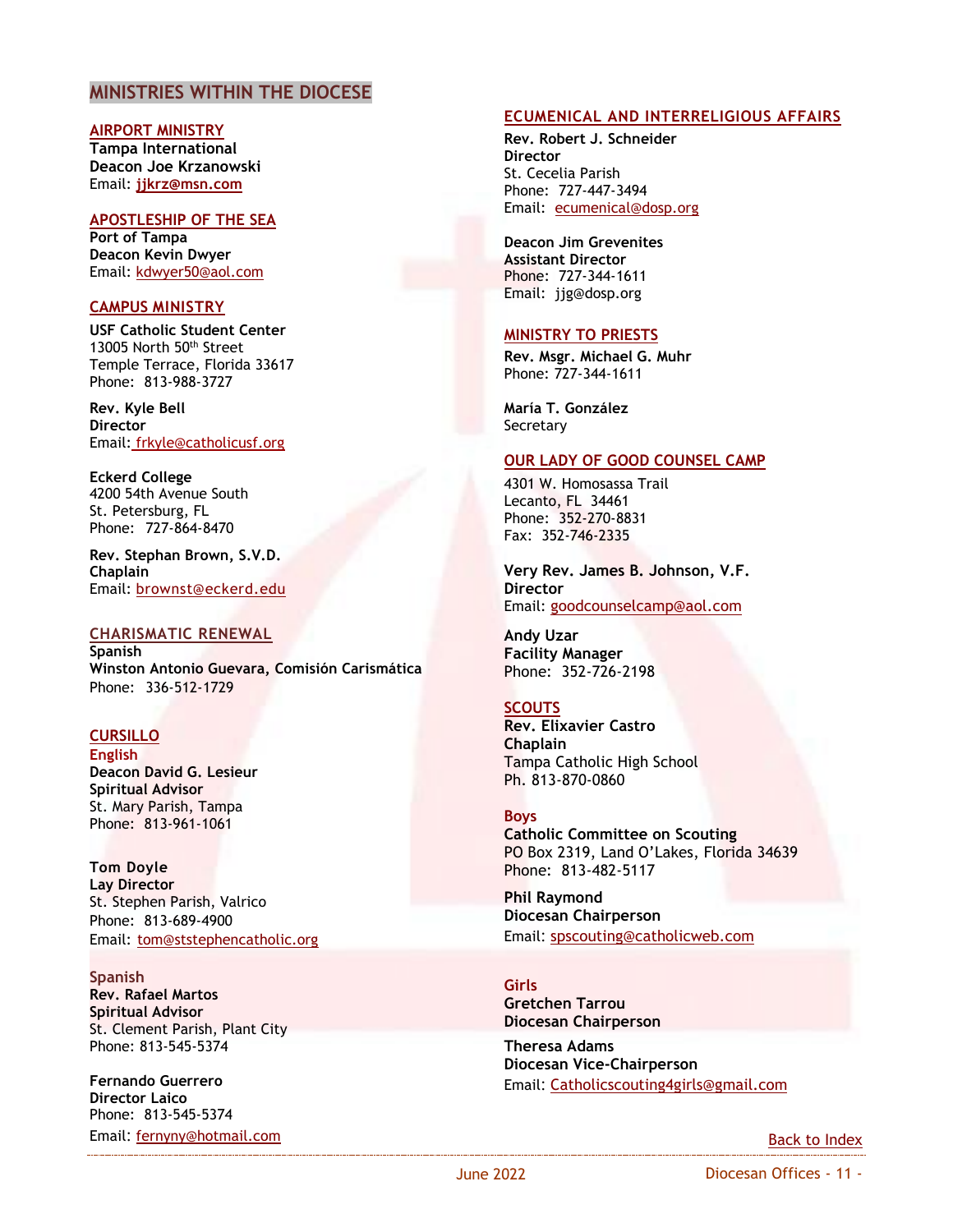## MINISTRIES WITHIN THE DIOCESE

### AIRPORT MINISTRY

**Tampa International**
**Deacon Joe Krzanowski**
Email: **jjkrz@msn.com**

### APOSTLESHIP OF THE SEA

**Port of Tampa**
**Deacon Kevin Dwyer**
Email: kdwyer50@aol.com

### CAMPUS MINISTRY

**USF Catholic Student Center**
13005 North 50th Street
Temple Terrace, Florida 33617
Phone: 813-988-3727

**Rev. Kyle Bell**
**Director**
Email: frkyle@catholicusf.org

**Eckerd College**
4200 54th Avenue South
St. Petersburg, FL
Phone: 727-864-8470

**Rev. Stephan Brown, S.V.D.**
**Chaplain**
Email: brownst@eckerd.edu

### CHARISMATIC RENEWAL

**Spanish**
**Winston Antonio Guevara, Comisión Carismática**
Phone: 336-512-1729

### CURSILLO

**English**

**Deacon David G. Lesieur**
**Spiritual Advisor**
St. Mary Parish, Tampa
Phone: 813-961-1061

**Tom Doyle**
**Lay Director**
St. Stephen Parish, Valrico
Phone: 813-689-4900
Email: tom@ststephencatholic.org

**Spanish**

**Rev. Rafael Martos**
**Spiritual Advisor**
St. Clement Parish, Plant City
Phone: 813-545-5374

**Fernando Guerrero**
**Director Laico**
Phone: 813-545-5374
Email: fernyny@hotmail.com

### ECUMENICAL AND INTERRELIGIOUS AFFAIRS

**Rev. Robert J. Schneider**
**Director**
St. Cecelia Parish
Phone: 727-447-3494
Email: ecumenical@dosp.org

**Deacon Jim Grevenites**
**Assistant Director**
Phone: 727-344-1611
Email: jjg@dosp.org

### MINISTRY TO PRIESTS

**Rev. Msgr. Michael G. Muhr**
Phone: 727-344-1611

**María T. González**
Secretary

### OUR LADY OF GOOD COUNSEL CAMP

4301 W. Homosassa Trail
Lecanto, FL 34461
Phone: 352-270-8831
Fax: 352-746-2335

**Very Rev. James B. Johnson, V.F.**
**Director**
Email: goodcounselcamp@aol.com

**Andy Uzar**
**Facility Manager**
Phone: 352-726-2198

### SCOUTS

**Rev. Elixavier Castro**
**Chaplain**
Tampa Catholic High School
Ph. 813-870-0860

**Boys**

**Catholic Committee on Scouting**
PO Box 2319, Land O'Lakes, Florida 34639
Phone: 813-482-5117

**Phil Raymond**
**Diocesan Chairperson**
Email: spscouting@catholicweb.com

**Girls**

**Gretchen Tarrou**
**Diocesan Chairperson**

**Theresa Adams**
**Diocesan Vice-Chairperson**
Email: Catholicscouting4girls@gmail.com

Back to Index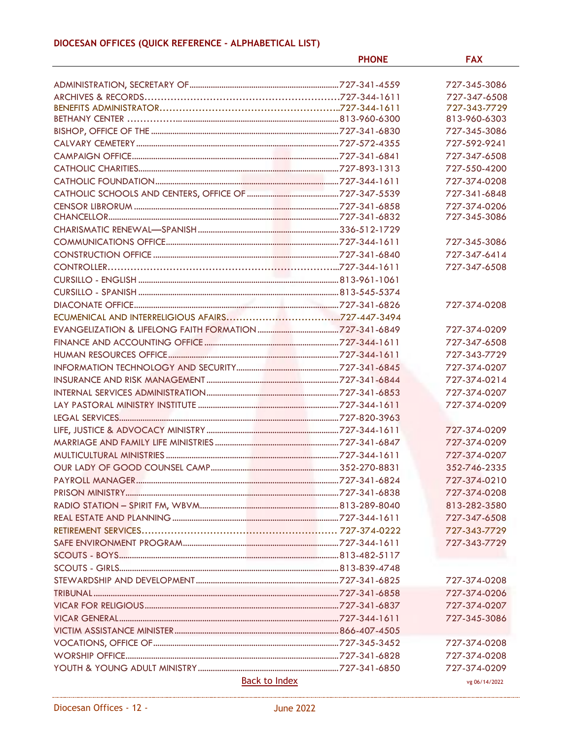## DIOCESAN OFFICES (QUICK REFERENCE - ALPHABETICAL LIST)

| | PHONE | FAX |
|---|---|---|
| ADMINISTRATION, SECRETARY OF | 727-341-4559 | 727-345-3086 |
| ARCHIVES & RECORDS | 727-344-1611 | 727-347-6508 |
| BENEFITS ADMINISTRATOR | 727-344-1611 | 727-343-7729 |
| BETHANY CENTER | 813-960-6300 | 813-960-6303 |
| BISHOP, OFFICE OF THE | 727-341-6830 | 727-345-3086 |
| CALVARY CEMETERY | 727-572-4355 | 727-592-9241 |
| CAMPAIGN OFFICE | 727-341-6841 | 727-347-6508 |
| CATHOLIC CHARITIES | 727-893-1313 | 727-550-4200 |
| CATHOLIC FOUNDATION | 727-344-1611 | 727-374-0208 |
| CATHOLIC SCHOOLS AND CENTERS, OFFICE OF | 727-347-5539 | 727-341-6848 |
| CENSOR LIBRORUM | 727-341-6858 | 727-374-0206 |
| CHANCELLOR | 727-341-6832 | 727-345-3086 |
| CHARISMATIC RENEWAL—SPANISH | 336-512-1729 | |
| COMMUNICATIONS OFFICE | 727-344-1611 | 727-345-3086 |
| CONSTRUCTION OFFICE | 727-341-6840 | 727-347-6414 |
| CONTROLLER | 727-344-1611 | 727-347-6508 |
| CURSILLO - ENGLISH | 813-961-1061 | |
| CURSILLO - SPANISH | 813-545-5374 | |
| DIACONATE OFFICE | 727-341-6826 | 727-374-0208 |
| ECUMENICAL AND INTERRELIGIOUS AFAIRS | 727-447-3494 | |
| EVANGELIZATION & LIFELONG FAITH FORMATION | 727-341-6849 | 727-374-0209 |
| FINANCE AND ACCOUNTING OFFICE | 727-344-1611 | 727-347-6508 |
| HUMAN RESOURCES OFFICE | 727-344-1611 | 727-343-7729 |
| INFORMATION TECHNOLOGY AND SECURITY | 727-341-6845 | 727-374-0207 |
| INSURANCE AND RISK MANAGEMENT | 727-341-6844 | 727-374-0214 |
| INTERNAL SERVICES ADMINISTRATION | 727-341-6853 | 727-374-0207 |
| LAY PASTORAL MINISTRY INSTITUTE | 727-344-1611 | 727-374-0209 |
| LEGAL SERVICES | 727-820-3963 | |
| LIFE, JUSTICE & ADVOCACY MINISTRY | 727-344-1611 | 727-374-0209 |
| MARRIAGE AND FAMILY LIFE MINISTRIES | 727-341-6847 | 727-374-0209 |
| MULTICULTURAL MINISTRIES | 727-344-1611 | 727-374-0207 |
| OUR LADY OF GOOD COUNSEL CAMP | 352-270-8831 | 352-746-2335 |
| PAYROLL MANAGER | 727-341-6824 | 727-374-0210 |
| PRISON MINISTRY | 727-341-6838 | 727-374-0208 |
| RADIO STATION – SPIRIT FM, WBVM | 813-289-8040 | 813-282-3580 |
| REAL ESTATE AND PLANNING | 727-344-1611 | 727-347-6508 |
| RETIREMENT SERVICES | 727-374-0222 | 727-343-7729 |
| SAFE ENVIRONMENT PROGRAM | 727-344-1611 | 727-343-7729 |
| SCOUTS - BOYS | 813-482-5117 | |
| SCOUTS - GIRLS | 813-839-4748 | |
| STEWARDSHIP AND DEVELOPMENT | 727-341-6825 | 727-374-0208 |
| TRIBUNAL | 727-341-6858 | 727-374-0206 |
| VICAR FOR RELIGIOUS | 727-341-6837 | 727-374-0207 |
| VICAR GENERAL | 727-344-1611 | 727-345-3086 |
| VICTIM ASSISTANCE MINISTER | 866-407-4505 | |
| VOCATIONS, OFFICE OF | 727-345-3452 | 727-374-0208 |
| WORSHIP OFFICE | 727-341-6828 | 727-374-0208 |
| YOUTH & YOUNG ADULT MINISTRY | 727-341-6850 | 727-374-0209 |

Back to Index

vg 06/14/2022